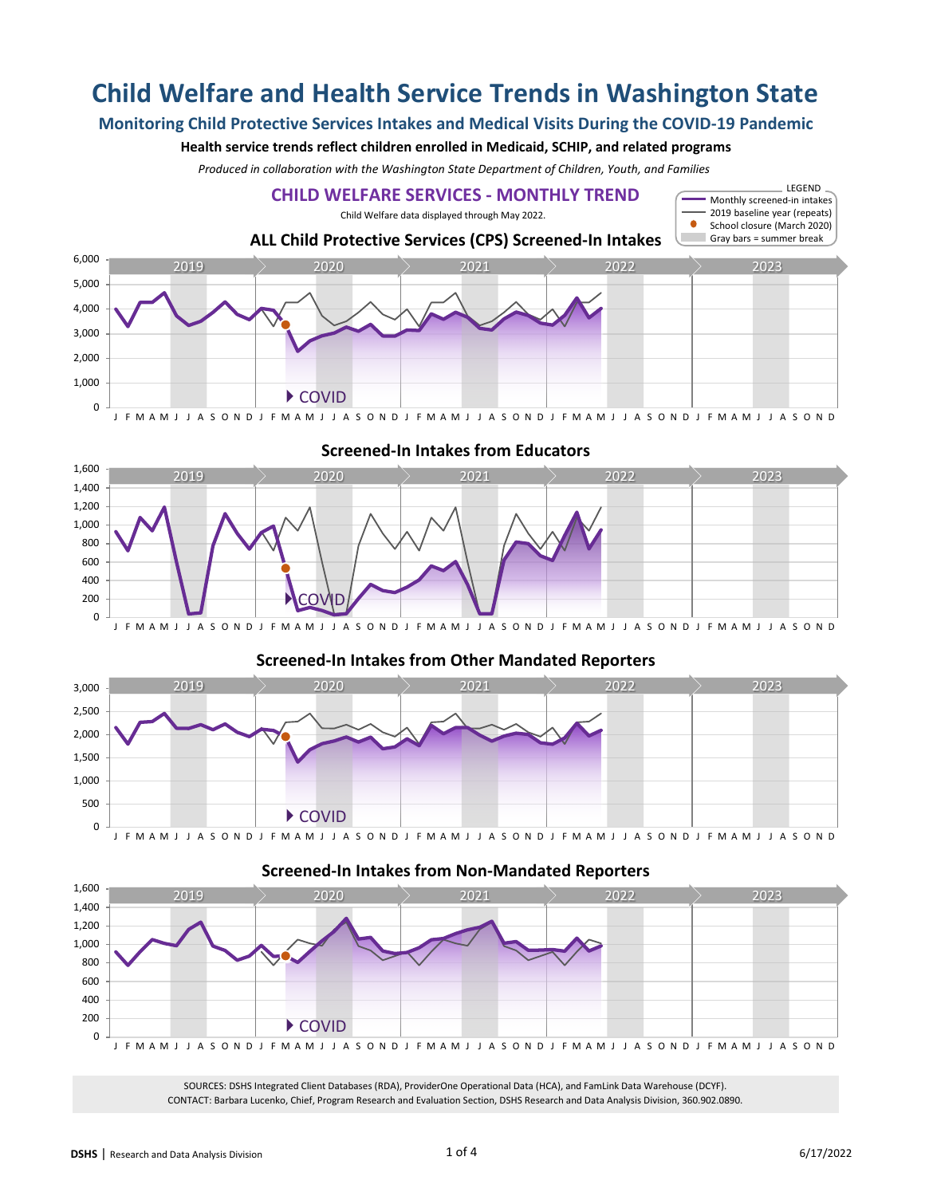# Child Welfare and Health Service Trends in Washington State

## Monitoring Child Protective Services Intakes and Medical Visits During the COVID-19 Pandemic

**Health service trends reflect children enrolled in Medicaid, SCHIP, and related programs**

*Produced in collaboration with the Washington State Department of Children, Youth, and Families*

### CHILD WELFARE SERVICES - MONTHLY TREND

Child Welfare data displayed through May 2022.

LEGEND
- Monthly screened-in intakes
- 2019 baseline year (repeats)
- School closure (March 2020)
- Gray bars = summer break

#### ALL Child Protective Services (CPS) Screened-In Intakes

#### Screened-In Intakes from Educators

#### Screened-In Intakes from Other Mandated Reporters

#### Screened-In Intakes from Non-Mandated Reporters

SOURCES: DSHS Integrated Client Databases (RDA), ProviderOne Operational Data (HCA), and FamLink Data Warehouse (DCYF).
CONTACT: Barbara Lucenko, Chief, Program Research and Evaluation Section, DSHS Research and Data Analysis Division, 360.902.0890.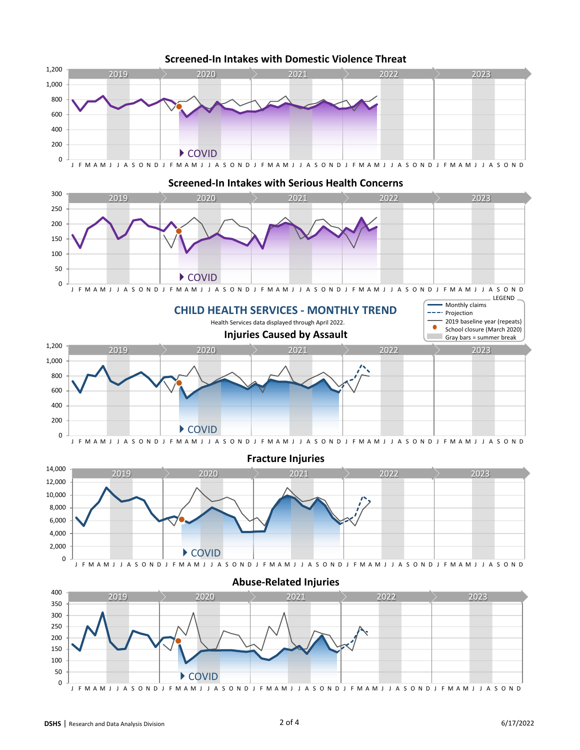## Screened-In Intakes with Domestic Violence Threat

## Screened-In Intakes with Serious Health Concerns

# CHILD HEALTH SERVICES - MONTHLY TREND

Health Services data displayed through April 2022.

LEGEND
- Monthly claims
- Projection
- 2019 baseline year (repeats)
- School closure (March 2020)
- Gray bars = summer break

## Injuries Caused by Assault

## Fracture Injuries

## Abuse-Related Injuries

**DSHS** | Research and Data Analysis Division

6/17/2022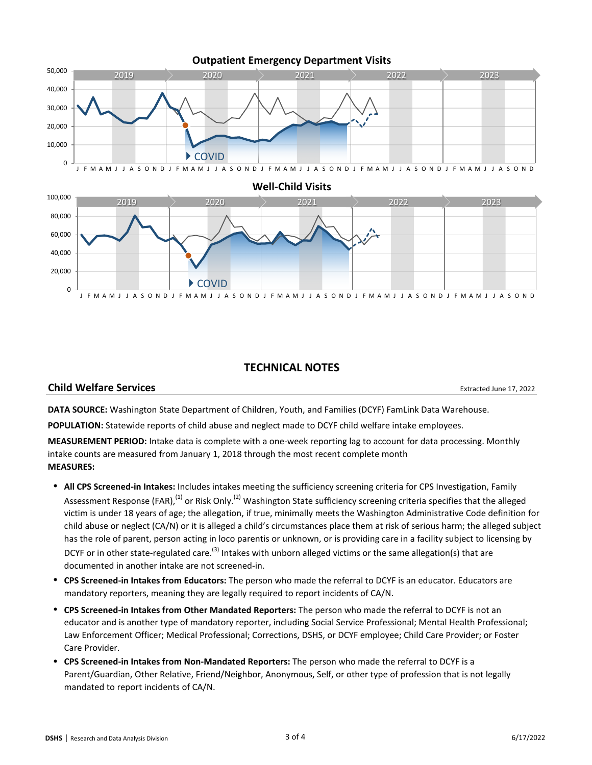**Outpatient Emergency Department Visits**

**Well-Child Visits**

## TECHNICAL NOTES

### Child Welfare Services

Extracted June 17, 2022

**DATA SOURCE:** Washington State Department of Children, Youth, and Families (DCYF) FamLink Data Warehouse.

**POPULATION:** Statewide reports of child abuse and neglect made to DCYF child welfare intake employees.

**MEASUREMENT PERIOD:** Intake data is complete with a one-week reporting lag to account for data processing. Monthly intake counts are measured from January 1, 2018 through the most recent complete month

**MEASURES:**

- **All CPS Screened-in Intakes:** Includes intakes meeting the sufficiency screening criteria for CPS Investigation, Family Assessment Response (FAR),[1] or Risk Only.[2] Washington State sufficiency screening criteria specifies that the alleged victim is under 18 years of age; the allegation, if true, minimally meets the Washington Administrative Code definition for child abuse or neglect (CA/N) or it is alleged a child's circumstances place them at risk of serious harm; the alleged subject has the role of parent, person acting in loco parentis or unknown, or is providing care in a facility subject to licensing by DCYF or in other state-regulated care.[3] Intakes with unborn alleged victims or the same allegation(s) that are documented in another intake are not screened-in.
- **CPS Screened-in Intakes from Educators:** The person who made the referral to DCYF is an educator. Educators are mandatory reporters, meaning they are legally required to report incidents of CA/N.
- **CPS Screened-in Intakes from Other Mandated Reporters:** The person who made the referral to DCYF is not an educator and is another type of mandatory reporter, including Social Service Professional; Mental Health Professional; Law Enforcement Officer; Medical Professional; Corrections, DSHS, or DCYF employee; Child Care Provider; or Foster Care Provider.
- **CPS Screened-in Intakes from Non-Mandated Reporters:** The person who made the referral to DCYF is a Parent/Guardian, Other Relative, Friend/Neighbor, Anonymous, Self, or other type of profession that is not legally mandated to report incidents of CA/N.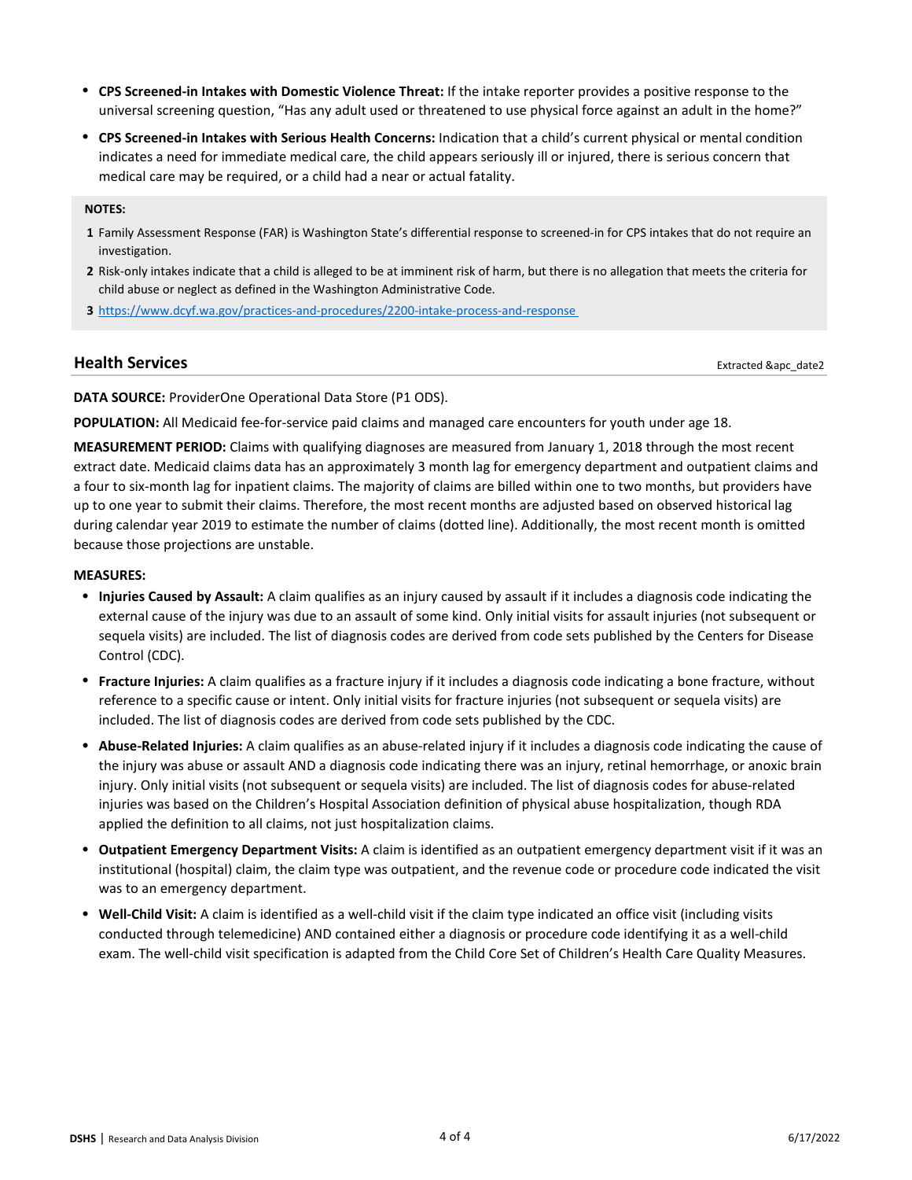- **CPS Screened-in Intakes with Domestic Violence Threat:** If the intake reporter provides a positive response to the universal screening question, "Has any adult used or threatened to use physical force against an adult in the home?"
- **CPS Screened-in Intakes with Serious Health Concerns:** Indication that a child's current physical or mental condition indicates a need for immediate medical care, the child appears seriously ill or injured, there is serious concern that medical care may be required, or a child had a near or actual fatality.

**NOTES:**

1. Family Assessment Response (FAR) is Washington State's differential response to screened-in for CPS intakes that do not require an investigation.
2. Risk-only intakes indicate that a child is alleged to be at imminent risk of harm, but there is no allegation that meets the criteria for child abuse or neglect as defined in the Washington Administrative Code.
3. https://www.dcyf.wa.gov/practices-and-procedures/2200-intake-process-and-response

## Health Services

Extracted &apc_date2

**DATA SOURCE:** ProviderOne Operational Data Store (P1 ODS).

**POPULATION:** All Medicaid fee-for-service paid claims and managed care encounters for youth under age 18.

**MEASUREMENT PERIOD:** Claims with qualifying diagnoses are measured from January 1, 2018 through the most recent extract date. Medicaid claims data has an approximately 3 month lag for emergency department and outpatient claims and a four to six-month lag for inpatient claims. The majority of claims are billed within one to two months, but providers have up to one year to submit their claims. Therefore, the most recent months are adjusted based on observed historical lag during calendar year 2019 to estimate the number of claims (dotted line). Additionally, the most recent month is omitted because those projections are unstable.

**MEASURES:**

- **Injuries Caused by Assault:** A claim qualifies as an injury caused by assault if it includes a diagnosis code indicating the external cause of the injury was due to an assault of some kind. Only initial visits for assault injuries (not subsequent or sequela visits) are included. The list of diagnosis codes are derived from code sets published by the Centers for Disease Control (CDC).
- **Fracture Injuries:** A claim qualifies as a fracture injury if it includes a diagnosis code indicating a bone fracture, without reference to a specific cause or intent. Only initial visits for fracture injuries (not subsequent or sequela visits) are included. The list of diagnosis codes are derived from code sets published by the CDC.
- **Abuse-Related Injuries:** A claim qualifies as an abuse-related injury if it includes a diagnosis code indicating the cause of the injury was abuse or assault AND a diagnosis code indicating there was an injury, retinal hemorrhage, or anoxic brain injury. Only initial visits (not subsequent or sequela visits) are included. The list of diagnosis codes for abuse-related injuries was based on the Children's Hospital Association definition of physical abuse hospitalization, though RDA applied the definition to all claims, not just hospitalization claims.
- **Outpatient Emergency Department Visits:** A claim is identified as an outpatient emergency department visit if it was an institutional (hospital) claim, the claim type was outpatient, and the revenue code or procedure code indicated the visit was to an emergency department.
- **Well-Child Visit:** A claim is identified as a well-child visit if the claim type indicated an office visit (including visits conducted through telemedicine) AND contained either a diagnosis or procedure code identifying it as a well-child exam. The well-child visit specification is adapted from the Child Core Set of Children's Health Care Quality Measures.